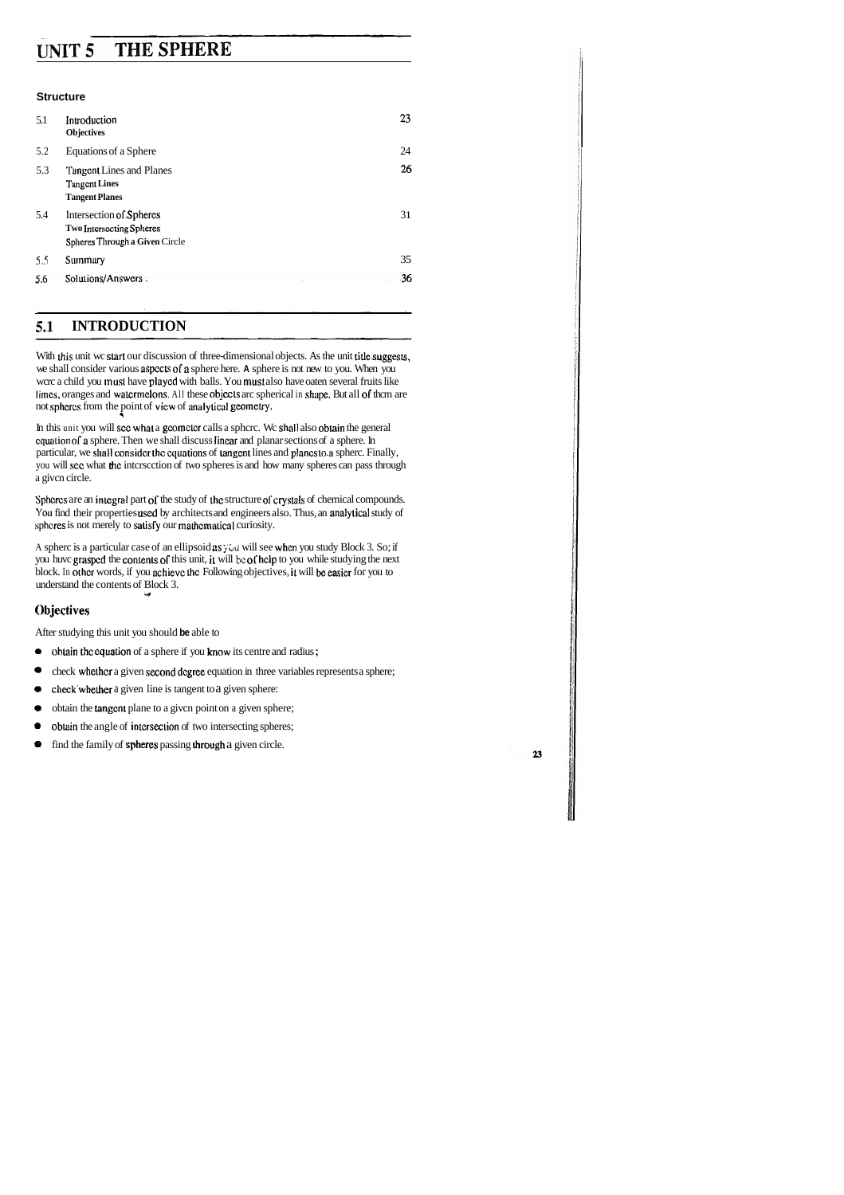# UNIT 5 THE SPHERE

### Structure

| | | |
|---|---|---|
| 5.1 | Introduction<br>Objectives | 23 |
| 5.2 | Equations of a Sphere | 24 |
| 5.3 | Tangent Lines and Planes<br>Tangent Lines<br>Tangent Planes | 26 |
| 5.4 | Intersection of Spheres<br>Two Intersecting Spheres<br>Spheres Through a Given Circle | 31 |
| 5.5 | Summary | 35 |
| 5.6 | Solutions/Answers | 36 |

## 5.1 INTRODUCTION

With this unit we start our discussion of three-dimensional objects. As the unit title suggests, we shall consider various aspects of a sphere here. A sphere is not new to you. When you were a child you must have played with balls. You must also have eaten several fruits like limes, oranges and watermelons. All these objects are spherical in shape. But all of them are not spheres from the point of view of analytical geometry.

In this unit you will see what a geometer calls a sphere. We shall also obtain the general equation of a sphere. Then we shall discuss linear and planar sections of a sphere. In particular, we shall consider the equations of tangent lines and planes to a sphere. Finally, you will see what the intersection of two spheres is and how many spheres can pass through a given circle.

Spheres are an integral part of the study of the structure of crystals of chemical compounds. You find their properties used by architects and engineers also. Thus, an analytical study of spheres is not merely to satisfy our mathematical curiosity.

A sphere is a particular case of an ellipsoid as you will see when you study Block 3. So; if you have grasped the contents of this unit, it will be of help to you while studying the next block. In other words, if you achieve the following objectives, it will be easier for you to understand the contents of Block 3.

### Objectives

After studying this unit you should be able to

- obtain the equation of a sphere if you know its centre and radius;
- check whether a given second degree equation in three variables represents a sphere;
- check whether a given line is tangent to a given sphere:
- obtain the tangent plane to a given point on a given sphere;
- obtain the angle of intersection of two intersecting spheres;
- find the family of spheres passing through a given circle.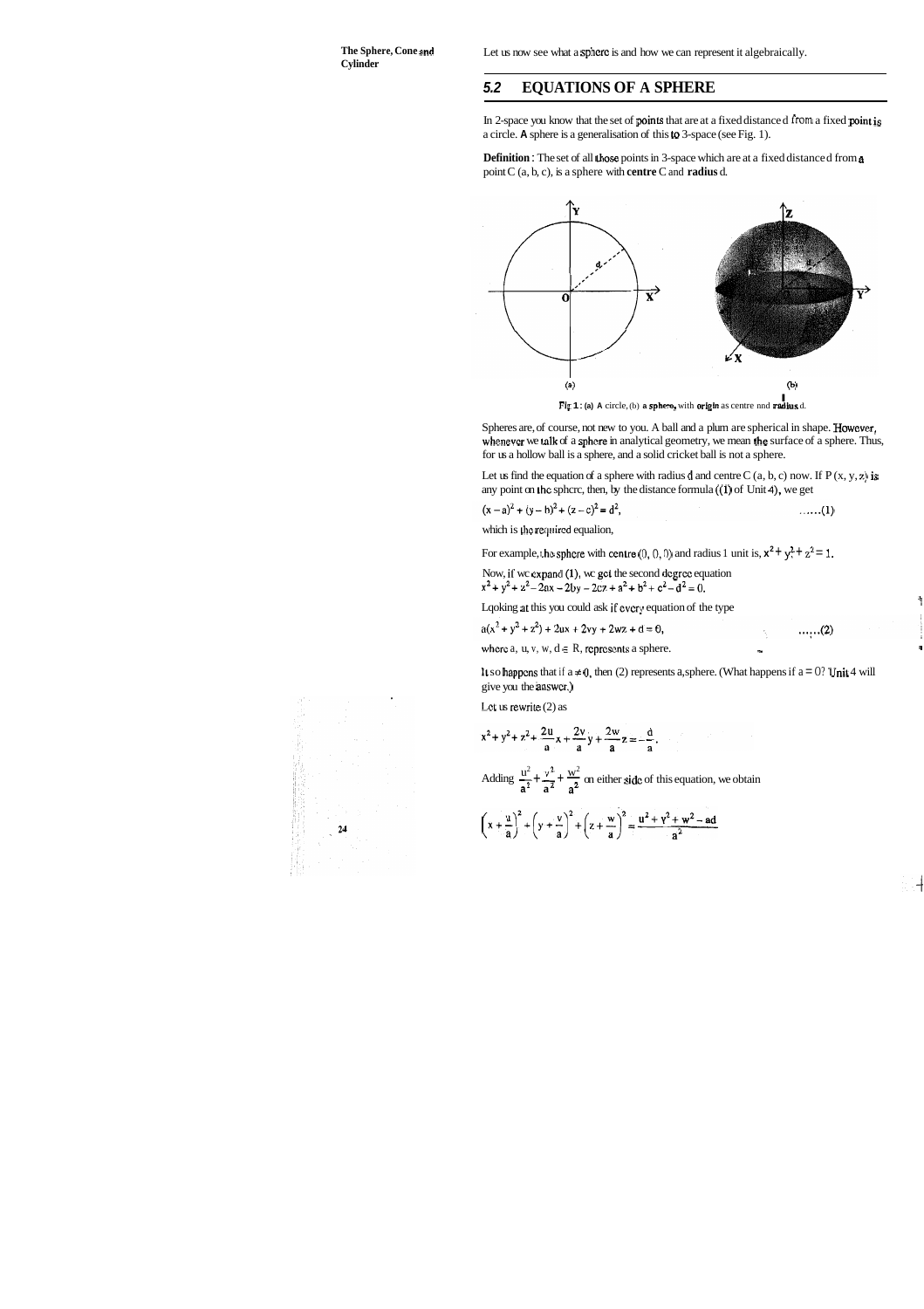Let us now see what a sphere is and how we can represent it algebraically.

## 5.2 EQUATIONS OF A SPHERE

In 2-space you know that the set of points that are at a fixed distance d from a fixed point is a circle. A sphere is a generalisation of this to 3-space (see Fig. 1).

**Definition** : The set of all those points in 3-space which are at a fixed distance d from a point C (a, b, c), is a sphere with **centre** C and **radius** d.

Fig 1 : (a) A circle, (b) a sphere, with origin as centre and radius d.

Spheres are, of course, not new to you. A ball and a plum are spherical in shape. However, whenever we talk of a sphere in analytical geometry, we mean the surface of a sphere. Thus, for us a hollow ball is a sphere, and a solid cricket ball is not a sphere.

Let us find the equation of a sphere with radius d and centre C (a, b, c) now. If P (x, y, z) is any point on the sphere, then, by the distance formula ((1) of Unit 4), we get

$$(x-a)^2 + (y-b)^2 + (z-c)^2 = d^2, \qquad \ldots\ldots(1)$$

which is the required equation,

For example, the sphere with centre (0, 0, 0) and radius 1 unit is, $x^2 + y^2 + z^2 = 1$.

Now, if we expand (1), we get the second degree equation
$x^2 + y^2 + z^2 - 2ax - 2by - 2cz + a^2 + b^2 + c^2 - d^2 = 0.$

Looking at this you could ask if every equation of the type

$$a(x^2 + y^2 + z^2) + 2ux + 2vy + 2wz + d = 0, \qquad \ldots\ldots(2)$$

where a, u, v, w, d $\in$ R, represents a sphere.

It so happens that if $a \neq 0$, then (2) represents a sphere. (What happens if a = 0? Unit 4 will give you the answer.)

Let us rewrite (2) as

$$x^2 + y^2 + z^2 + \frac{2u}{a}x + \frac{2v}{a}y + \frac{2w}{a}z = -\frac{d}{a}.$$

Adding $\frac{u^2}{a^2} + \frac{v^2}{a^2} + \frac{w^2}{a^2}$ on either side of this equation, we obtain

$$\left(x + \frac{u}{a}\right)^2 + \left(y + \frac{v}{a}\right)^2 + \left(z + \frac{w}{a}\right)^2 = \frac{u^2 + v^2 + w^2 - ad}{a^2}$$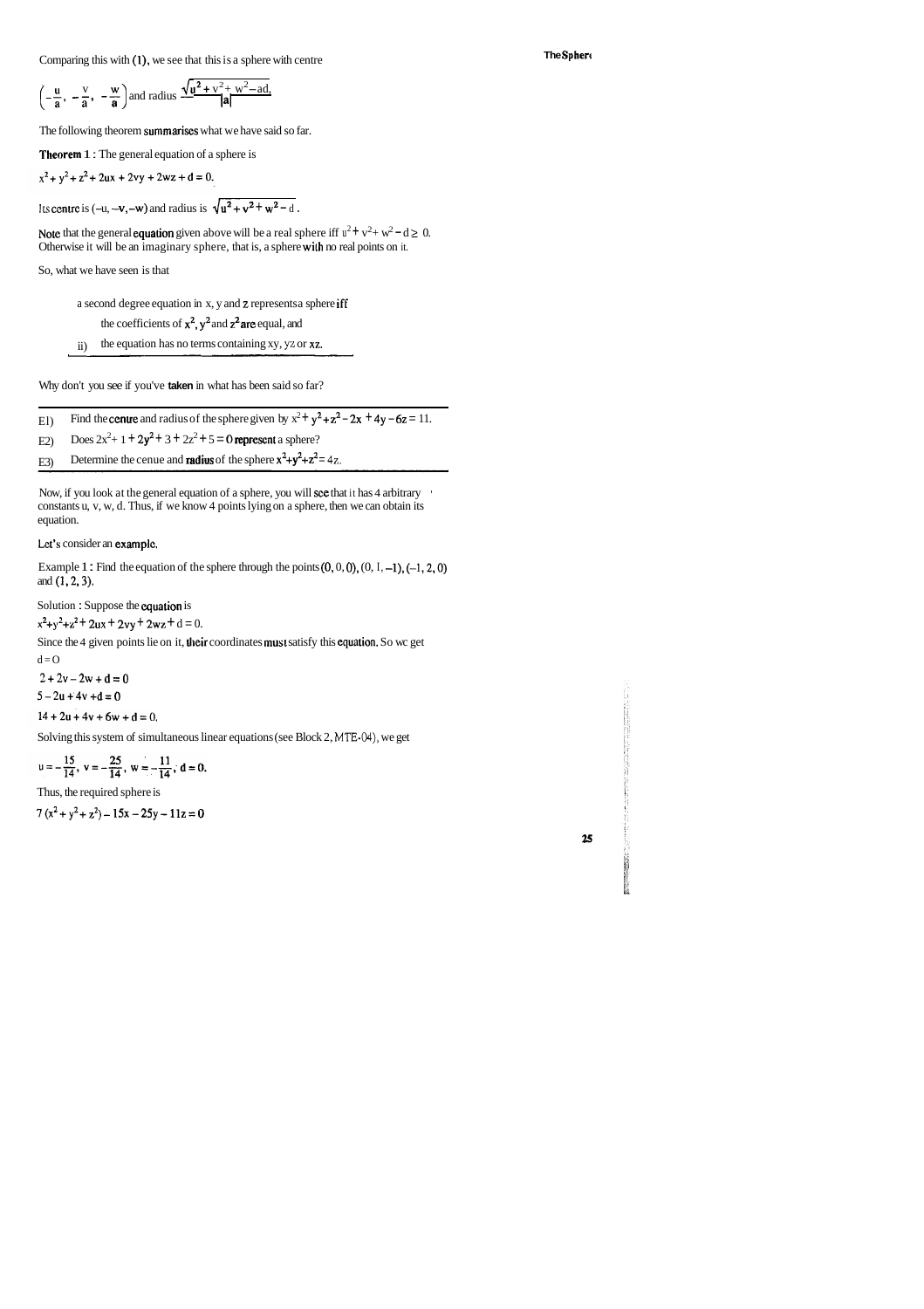Comparing this with (1), we see that this is a sphere with centre

$\left(-\frac{u}{a}, -\frac{v}{a}, -\frac{w}{a}\right)$ and radius $\frac{\sqrt{u^2+v^2+w^2-ad}}{|a|}$

The following theorem summarises what we have said so far.

**Theorem 1** : The general equation of a sphere is

$x^2 + y^2 + z^2 + 2ux + 2vy + 2wz + d = 0.$

Its centre is $(-u, -v, -w)$ and radius is $\sqrt{u^2 + v^2 + w^2 - d}$.

Note that the general equation given above will be a real sphere iff $u^2 + v^2 + w^2 - d \geq 0$. Otherwise it will be an *imaginary sphere*, that is, a sphere with no real points on it.

So, what we have seen is that

> a second degree equation in x, y and z represents a sphere iff
>
> i) the coefficients of $x^2$, $y^2$ and $z^2$ are equal, and
>
> ii) the equation has no terms containing xy, yz or xz.

Why don't you see if you've **taken** in what has been said so far?

---

E1) Find the centre and radius of the sphere given by $x^2 + y^2 + z^2 - 2x + 4y - 6z = 11$.

E2) Does $2x^2 + 1 + 2y^2 + 3 + 2z^2 + 5 = 0$ represent a sphere?

E3) Determine the centre and radius of the sphere $x^2+y^2+z^2 = 4z$.

---

Now, if you look at the general equation of a sphere, you will see that it has 4 arbitrary constants u, v, w, d. Thus, if we know 4 points lying on a sphere, then we can obtain its equation.

Let's consider an example.

Example 1 : Find the equation of the sphere through the points (0, 0, 0), (0, 1, –1), (–1, 2, 0) and (1, 2, 3).

Solution : Suppose the equation is

$x^2+y^2+z^2 + 2ux + 2vy + 2wz + d = 0.$

Since the 4 given points lie on it, their coordinates must satisfy this equation. So we get

$d = 0$

$2 + 2v - 2w + d = 0$

$5 - 2u + 4v + d = 0$

$14 + 2u + 4v + 6w + d = 0.$

Solving this system of simultaneous linear equations (see Block 2, MTE-04), we get

$u = -\frac{15}{14},\ v = -\frac{25}{14},\ w = -\frac{11}{14},\ d = 0.$

Thus, the required sphere is

$7(x^2 + y^2 + z^2) - 15x - 25y - 11z = 0$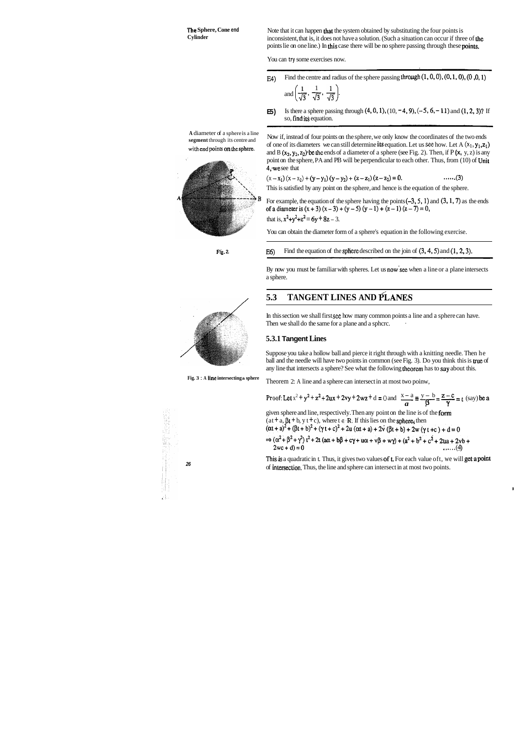Note that it can happen that the system obtained by substituting the four points is inconsistent, that is, it does not have a solution. (Such a situation can occur if three of the points lie on one line.) In this case there will be no sphere passing through these points.

You can try some exercises now.

E4) Find the centre and radius of the sphere passing through $(1, 0, 0), (0, 1, 0), (0, 0, 1)$ and $\left(\frac{1}{\sqrt{3}}, \frac{1}{\sqrt{3}}, \frac{1}{\sqrt{3}}\right)$.

E5) Is there a sphere passing through $(4, 0, 1), (10, -4, 9), (-5, 6, -11)$ and $(1, 2, 3)$? If so, find its equation.

A diameter of a sphere is a line segment through its centre and with end points on the sphere.

Now if, instead of four points on the sphere, we only know the coordinates of the two ends of one of its diameters we can still determine its equation. Let us see how. Let A $(x_1, y_1, z_1)$ and B $(x_2, y_2, z_2)$ be the ends of a diameter of a sphere (see Fig. 2). Then, if P $(x, y, z)$ is any point on the sphere, PA and PB will be perpendicular to each other. Thus, from (10) of Unit 4, we see that

$$(x - x_1)(x - x_2) + (y - y_1)(y - y_2) + (z - z_1)(z - z_2) = 0. \quad \ldots\ldots(3)$$

This is satisfied by any point on the sphere, and hence is the equation of the sphere.

For example, the equation of the sphere having the points $(-3, 5, 1)$ and $(3, 1, 7)$ as the ends of a diameter is $(x + 3)(x - 3) + (y - 5)(y - 1) + (z - 1)(z - 7) = 0$,

that is, $x^2 + y^2 + z^2 = 6y + 8z - 3$.

Fig. 2

You can obtain the diameter form of a sphere's equation in the following exercise.

E6) Find the equation of the sphere described on the join of $(3, 4, 5)$ and $(1, 2, 3)$.

By now you must be familiar with spheres. Let us now see when a line or a plane intersects a sphere.

## 5.3 TANGENT LINES AND PLANES

In this section we shall first see how many common points a line and a sphere can have. Then we shall do the same for a plane and a sphere.

### 5.3.1 Tangent Lines

Suppose you take a hollow ball and pierce it right through with a knitting needle. Then the ball and the needle will have two points in common (see Fig. 3). Do you think this is true of any line that intersects a sphere? See what the following theorem has to say about this.

Fig. 3 : A line intersecting a sphere

Theorem 2: A line and a sphere can intersect in at most two points.

Proof: Let $x^2 + y^2 + z^2 + 2ux + 2vy + 2wz + d = 0$ and $\frac{x - a}{\alpha} = \frac{y - b}{\beta} = \frac{z - c}{\gamma} = t$ (say) be a given sphere and line, respectively. Then any point on the line is of the form $(\alpha t + a, \beta t + b, \gamma t + c)$, where $t \in \mathbf{R}$. If this lies on the sphere, then

$$(\alpha t + a)^2 + (\beta t + b)^2 + (\gamma t + c)^2 + 2u(\alpha t + a) + 2v(\beta t + b) + 2w(\gamma t + c) + d = 0$$

$$\Rightarrow (\alpha^2 + \beta^2 + \gamma^2)t^2 + 2t(a\alpha + b\beta + c\gamma + u\alpha + v\beta + w\gamma) + (a^2 + b^2 + c^2 + 2ua + 2vb + 2wc + d) = 0 \quad \ldots\ldots(4)$$

This is a quadratic in t. Thus, it gives two values of t. For each value of t, we will get a point of intersection. Thus, the line and sphere can intersect in at most two points.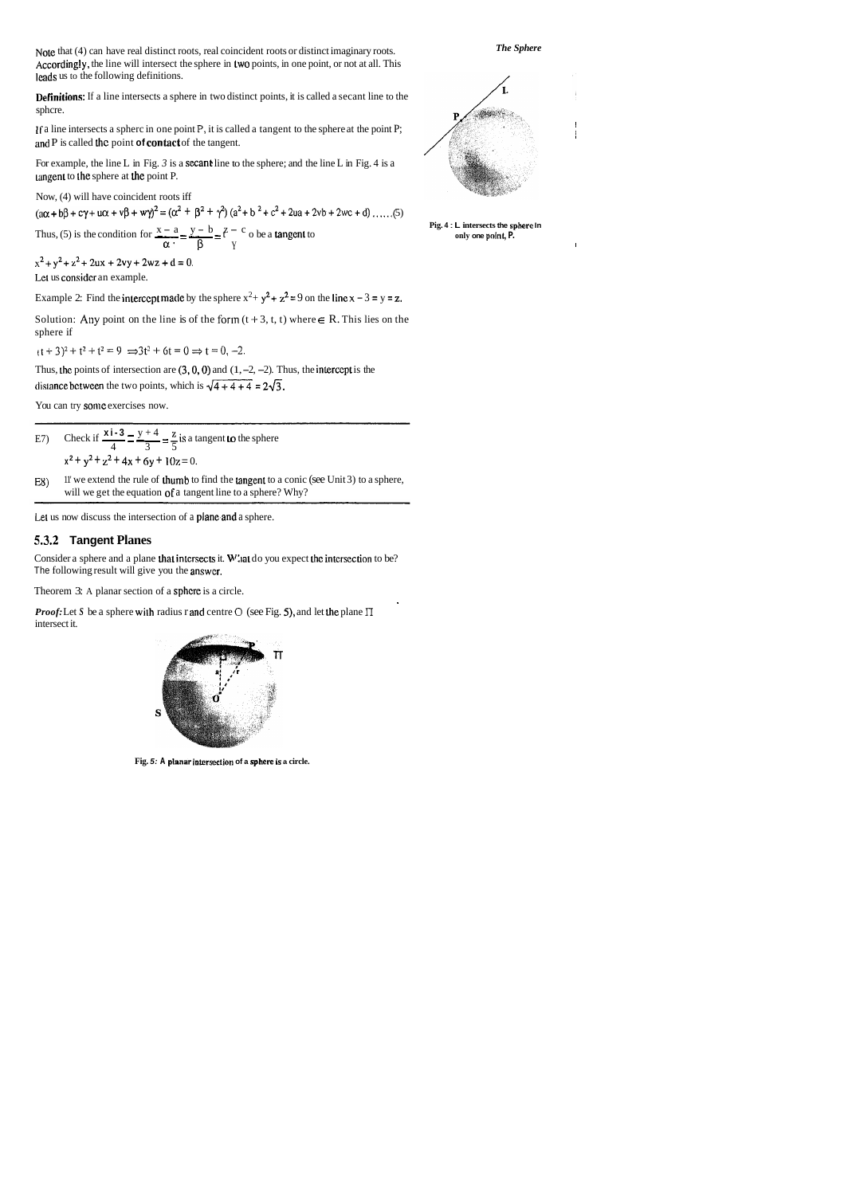Note that (4) can have real distinct roots, real coincident roots or distinct imaginary roots. Accordingly, the line will intersect the sphere in two points, in one point, or not at all. This leads us to the following definitions.

**Definitions:** If a line intersects a sphere in two distinct points, it is called a secant line to the sphere.

If a line intersects a sphere in one point P, it is called a tangent to the sphere at the point P; and P is called the point **of contact** of the tangent.

For example, the line L in Fig. 3 is a secant line to the sphere; and the line L in Fig. 4 is a tangent to the sphere at the point P.

Fig. 4 : L intersects the sphere in only one point, P.

Now, (4) will have coincident roots iff

$$(a\alpha + b\beta + c\gamma + u\alpha + v\beta + w\gamma)^2 = (\alpha^2 + \beta^2 + \gamma^2)(a^2 + b^2 + c^2 + 2ua + 2vb + 2wc + d) \quad \ldots\ldots(5)$$

Thus, (5) is the condition for $\frac{x-a}{\alpha} = \frac{y-b}{\beta} = \frac{z-c}{\gamma}$ to be a tangent to

$x^2 + y^2 + z^2 + 2ux + 2vy + 2wz + d = 0$.

Let us consider an example.

Example 2: Find the intercept made by the sphere $x^2 + y^2 + z^2 = 9$ on the line $x - 3 = y = z$.

Solution: Any point on the line is of the form $(t + 3, t, t)$ where $t \in \mathbb{R}$. This lies on the sphere if

$(t+3)^2 + t^2 + t^2 = 9 \Rightarrow 3t^2 + 6t = 0 \Rightarrow t = 0, -2$.

Thus, the points of intersection are $(3, 0, 0)$ and $(1, -2, -2)$. Thus, the intercept is the distance between the two points, which is $\sqrt{4+4+4} = 2\sqrt{3}$.

You can try some exercises now.

---

E7) Check if $\frac{x-3}{4} = \frac{y+4}{3} = \frac{z}{5}$ is a tangent to the sphere
$x^2 + y^2 + z^2 + 4x + 6y + 10z = 0$.

E8) If we extend the rule of thumb to find the tangent to a conic (see Unit 3) to a sphere, will we get the equation of a tangent line to a sphere? Why?

---

Let us now discuss the intersection of a plane and a sphere.

### 5.3.2 Tangent Planes

Consider a sphere and a plane that intersects it. What do you expect the intersection to be? The following result will give you the answer.

Theorem 3: A planar section of a sphere is a circle.

***Proof:*** Let S be a sphere with radius r and centre O (see Fig. 5), and let the plane $\Pi$ intersect it.

Fig. 5: A planar intersection of a sphere is a circle.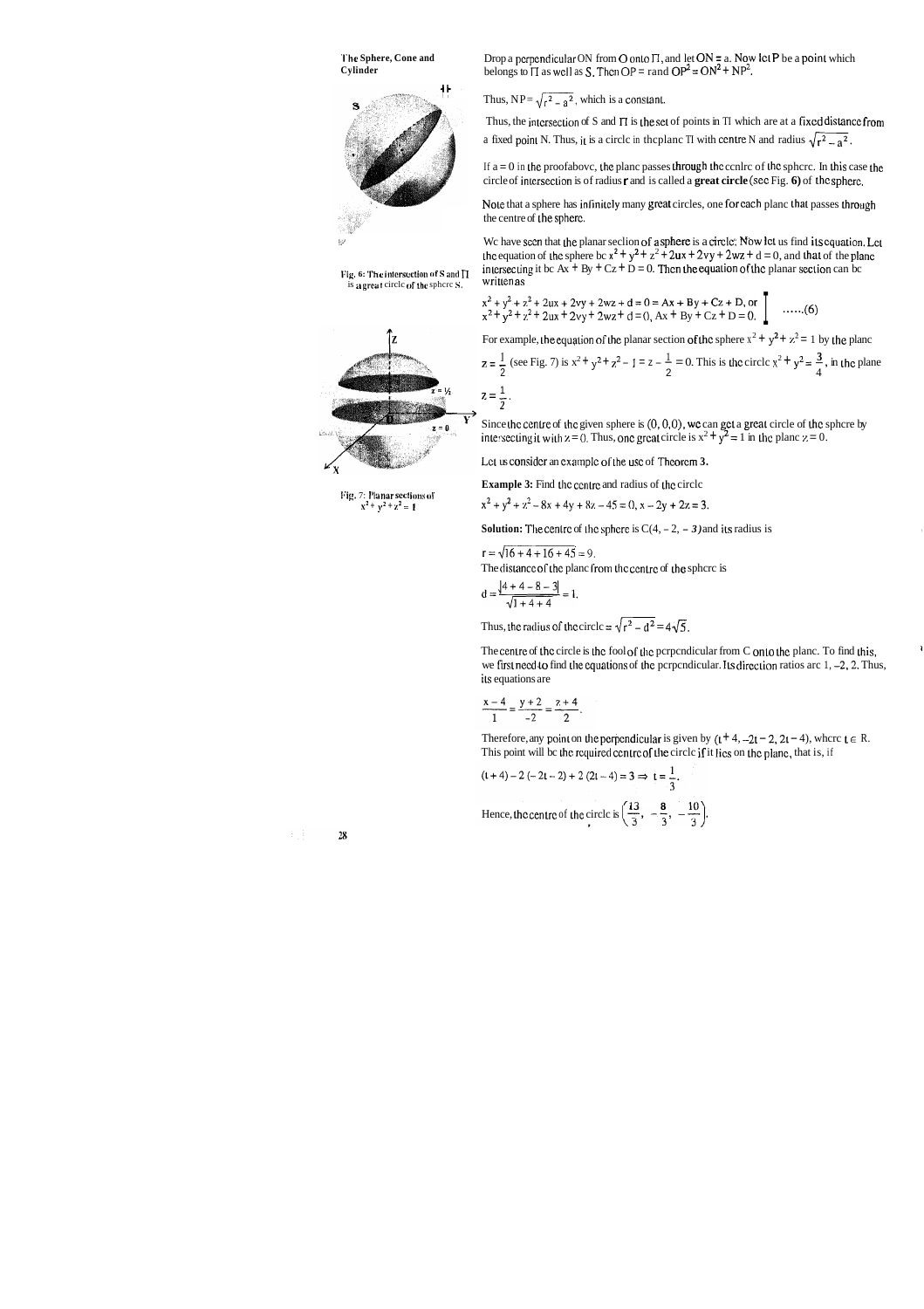Drop a perpendicular ON from O onto Π, and let ON = a. Now let P be a point which belongs to Π as well as S. Then OP = r and $OP^2 = ON^2 + NP^2$.

Thus, $NP = \sqrt{r^2 - a^2}$, which is a constant.

Thus, the intersection of S and Π is the set of points in Π which are at a fixed distance from a fixed point N. Thus, it is a circle in the plane Π with centre N and radius $\sqrt{r^2 - a^2}$.

If a = 0 in the proof above, the plane passes through the centre of the sphere. In this case the circle of intersection is of radius r and is called a **great circle** (see Fig. 6) of the sphere.

Fig. 6: The intersection of S and Π is a great circle of the sphere S.

Note that a sphere has infinitely many great circles, one for each plane that passes through the centre of the sphere.

We have seen that the planar section of a sphere is a circle. Now let us find its equation. Let the equation of the sphere be $x^2 + y^2 + z^2 + 2ux + 2vy + 2wz + d = 0$, and that of the plane intersecting it be $Ax + By + Cz + D = 0$. Then the equation of the planar section can be written as

$$x^2 + y^2 + z^2 + 2ux + 2vy + 2wz + d = 0 = Ax + By + Cz + D, \text{ or}$$
$$x^2 + y^2 + z^2 + 2ux + 2vy + 2wz + d = 0,\ Ax + By + Cz + D = 0. \qquad \ldots\ldots(6)$$

For example, the equation of the planar section of the sphere $x^2 + y^2 + z^2 = 1$ by the plane $z = \frac{1}{2}$ (see Fig. 7) is $x^2 + y^2 + z^2 - 1 = z - \frac{1}{2} = 0$. This is the circle $x^2 + y^2 = \frac{3}{4}$, in the plane $z = \frac{1}{2}$.

Since the centre of the given sphere is (0, 0, 0), we can get a great circle of the sphere by intersecting it with z = 0. Thus, one great circle is $x^2 + y^2 = 1$ in the plane z = 0.

Fig. 7: Planar sections of $x^2 + y^2 + z^2 = 1$

Let us consider an example of the use of Theorem 3.

**Example 3:** Find the centre and radius of the circle

$x^2 + y^2 + z^2 - 8x + 4y + 8z - 45 = 0,\ x - 2y + 2z = 3.$

**Solution:** The centre of the sphere is C(4, – 2, – 4) and its radius is

$r = \sqrt{16 + 4 + 16 + 45} = 9.$

The distance of the plane from the centre of the sphere is

$$d = \frac{|4 + 4 - 8 - 3|}{\sqrt{1 + 4 + 4}} = 1.$$

Thus, the radius of the circle $= \sqrt{r^2 - d^2} = 4\sqrt{5}$.

The centre of the circle is the foot of the perpendicular from C onto the plane. To find this, we first need to find the equations of the perpendicular. Its direction ratios are 1, –2, 2. Thus, its equations are

$$\frac{x - 4}{1} = \frac{y + 2}{-2} = \frac{z + 4}{2}.$$

Therefore, any point on the perpendicular is given by $(t + 4, -2t - 2, 2t - 4)$, where $t \in R$. This point will be the required centre of the circle if it lies on the plane, that is, if

$$(t + 4) - 2(-2t - 2) + 2(2t - 4) = 3 \Rightarrow t = \frac{1}{3}.$$

Hence, the centre of the circle is $\left(\frac{13}{3}, -\frac{8}{3}, -\frac{10}{3}\right)$.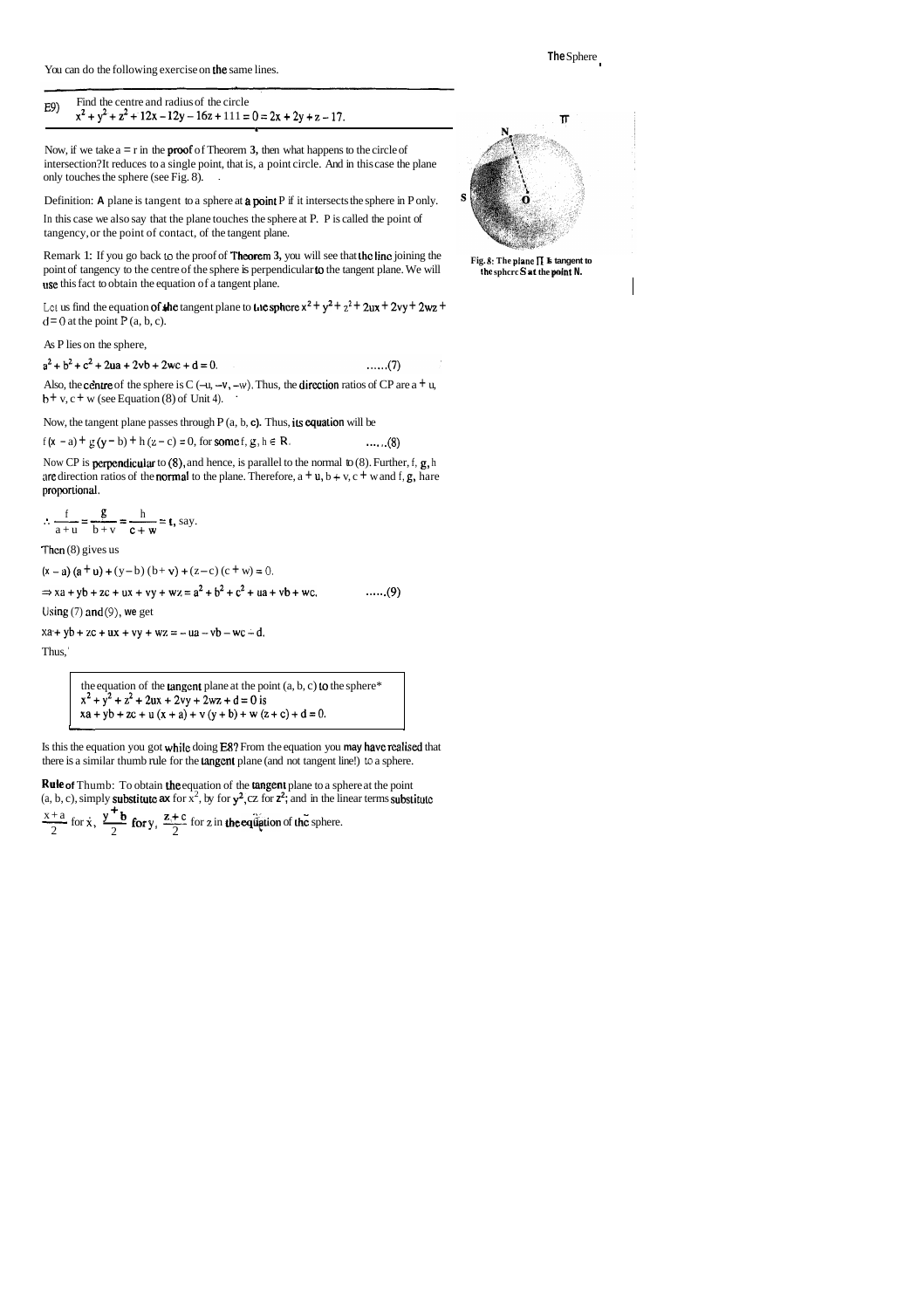You can do the following exercise on the same lines.

---

E9) Find the centre and radius of the circle
$x^2 + y^2 + z^2 + 12x - 12y - 16z + 111 = 0 = 2x + 2y + z - 17.$

---

Now, if we take $a = r$ in the proof of Theorem 3, then what happens to the circle of intersection? It reduces to a single point, that is, a point circle. And in this case the plane only touches the sphere (see Fig. 8).

Fig. 8: The plane $\Pi$ is tangent to the sphere S at the point N.

Definition: A plane is tangent to a sphere at a point P if it intersects the sphere in P only.

In this case we also say that the plane touches the sphere at P. P is called the point of tangency, or the point of contact, of the tangent plane.

Remark 1: If you go back to the proof of Theorem 3, you will see that the line joining the point of tangency to the centre of the sphere is perpendicular to the tangent plane. We will use this fact to obtain the equation of a tangent plane.

Let us find the equation of the tangent plane to the sphere $x^2 + y^2 + z^2 + 2ux + 2vy + 2wz + d = 0$ at the point P (a, b, c).

As P lies on the sphere,

$$a^2 + b^2 + c^2 + 2ua + 2vb + 2wc + d = 0. \qquad \text{......(7)}$$

Also, the centre of the sphere is C (–u, –v, –w). Thus, the direction ratios of CP are $a + u$, $b + v$, $c + w$ (see Equation (8) of Unit 4).

Now, the tangent plane passes through P (a, b, c). Thus, its equation will be

$$f(x - a) + g(y - b) + h(z - c) = 0, \text{ for some } f, g, h \in \mathbb{R}. \qquad \text{......(8)}$$

Now CP is perpendicular to (8), and hence, is parallel to the normal to (8). Further, f, g, h are direction ratios of the normal to the plane. Therefore, $a + u$, $b + v$, $c + w$ and f, g, h are proportional.

$$\therefore \frac{f}{a+u} = \frac{g}{b+v} = \frac{h}{c+w} = t, \text{ say.}$$

Then (8) gives us

$$(x - a)(a + u) + (y - b)(b + v) + (z - c)(c + w) = 0.$$

$$\Rightarrow xa + yb + zc + ux + vy + wz = a^2 + b^2 + c^2 + ua + vb + wc. \qquad \text{......(9)}$$

Using (7) and (9), we get

$$xa + yb + zc + ux + vy + wz = -ua - vb - wc - d.$$

Thus,

> the equation of the tangent plane at the point (a, b, c) to the sphere*
> $x^2 + y^2 + z^2 + 2ux + 2vy + 2wz + d = 0$ is
> $xa + yb + zc + u(x + a) + v(y + b) + w(z + c) + d = 0.$

Is this the equation you got while doing E8? From the equation you may have realised that there is a similar thumb rule for the tangent plane (and not tangent line!) to a sphere.

**Rule of Thumb:** To obtain the equation of the tangent plane to a sphere at the point (a, b, c), simply substitute ax for $x^2$, by for $y^2$, cz for $z^2$; and in the linear terms substitute $\frac{x+a}{2}$ for x, $\frac{y+b}{2}$ for y, $\frac{z+c}{2}$ for z in the equation of the sphere.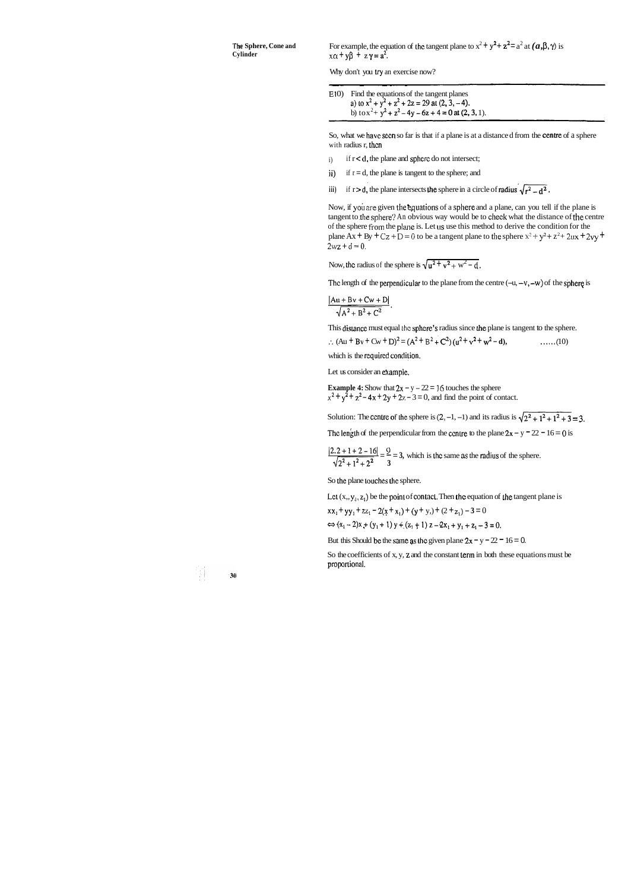For example, the equation of the tangent plane to $x^2 + y^2 + z^2 = a^2$ at $(\alpha, \beta, \gamma)$ is $x\alpha + y\beta + z\gamma = a^2$.

Why don't you try an exercise now?

---

E10) Find the equations of the tangent planes

a) to $x^2 + y^2 + z^2 + 2z = 29$ at $(2, 3, -4)$.

b) to $x^2 + y^2 + z^2 - 4y - 6z + 4 = 0$ at $(2, 3, 1)$.

---

So, what we have seen so far is that if a plane is at a distance d from the centre of a sphere with radius r, then

i) if $r < d$, the plane and sphere do not intersect;

ii) if $r = d$, the plane is tangent to the sphere; and

iii) if $r > d$, the plane intersects the sphere in a circle of radius $\sqrt{r^2 - d^2}$.

Now, if you are given the equations of a sphere and a plane, can you tell if the plane is tangent to the sphere? An obvious way would be to check what the distance of the centre of the sphere from the plane is. Let us use this method to derive the condition for the plane $Ax + By + Cz + D = 0$ to be a tangent plane to the sphere $x^2 + y^2 + z^2 + 2ux + 2vy + 2wz + d = 0$.

Now, the radius of the sphere is $\sqrt{u^2 + v^2 + w^2 - d}$.

The length of the perpendicular to the plane from the centre $(-u, -v, -w)$ of the sphere is

$$\frac{|Au + Bv + Cw + D|}{\sqrt{A^2 + B^2 + C^2}}.$$

This distance must equal the sphere's radius since the plane is tangent to the sphere.

$$\therefore (Au + Bv + Cw + D)^2 = (A^2 + B^2 + C^2)(u^2 + v^2 + w^2 - d), \qquad \ldots\ldots(10)$$

which is the required condition.

Let us consider an example.

**Example 4:** Show that $2x - y - 2z = 16$ touches the sphere $x^2 + y^2 + z^2 - 4x + 2y + 2z - 3 = 0$, and find the point of contact.

Solution: The centre of the sphere is $(2, -1, -1)$ and its radius is $\sqrt{2^2 + 1^2 + 1^2 + 3} = 3$.

The length of the perpendicular from the centre to the plane $2x - y - 2z - 16 = 0$ is

$$\frac{|2.2 + 1 + 2 - 16|}{\sqrt{2^2 + 1^2 + 2^2}} = \frac{9}{3} = 3,$$ which is the same as the radius of the sphere.

So the plane touches the sphere.

Let $(x_1, y_1, z_1)$ be the point of contact. Then the equation of the tangent plane is

$$xx_1 + yy_1 + zz_1 - 2(x + x_1) + (y + y_1) + (z + z_1) - 3 = 0$$

$$\Leftrightarrow (x_1 - 2)x + (y_1 + 1)y + (z_1 + 1)z - 2x_1 + y_1 + z_1 - 3 = 0.$$

But this should be the same as the given plane $2x - y - 2z - 16 = 0$.

So the coefficients of x, y, z and the constant term in both these equations must be proportional.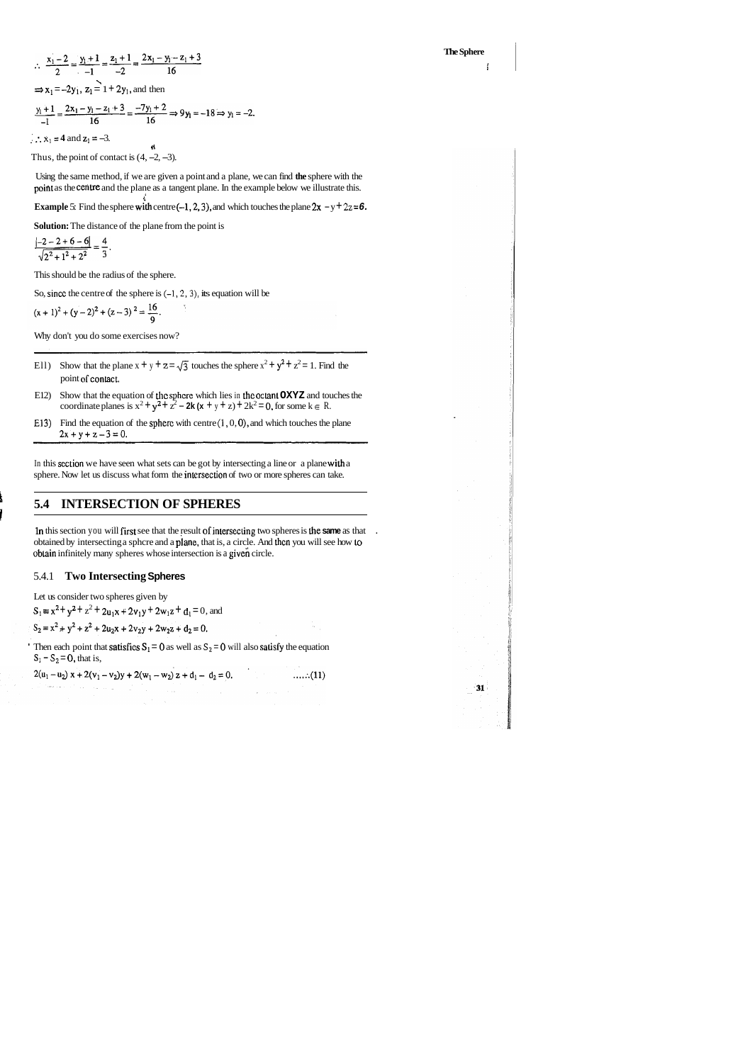$$\therefore \frac{x_1 - 2}{2} = \frac{y_1 + 1}{-1} = \frac{z_1 + 1}{-2} = \frac{2x_1 - y_1 - z_1 + 3}{16}$$

$\Rightarrow x_1 = -2y_1,\ z_1 = 1 + 2y_1$, and then

$$\frac{y_1 + 1}{-1} = \frac{2x_1 - y_1 - z_1 + 3}{16} = \frac{-7y_1 + 2}{16} \Rightarrow 9y_1 = -18 \Rightarrow y_1 = -2.$$

$\therefore x_1 = 4$ and $z_1 = -3$.

Thus, the point of contact is $(4, -2, -3)$.

Using the same method, if we are given a point and a plane, we can find the sphere with the point as the centre and the plane as a tangent plane. In the example below we illustrate this.

**Example 5:** Find the sphere with centre $(-1, 2, 3)$, and which touches the plane $2x - y + 2z = 6$.

**Solution:** The distance of the plane from the point is

$$\frac{|-2 - 2 + 6 - 6|}{\sqrt{2^2 + 1^2 + 2^2}} = \frac{4}{3}.$$

This should be the radius of the sphere.

So, since the centre of the sphere is $(-1, 2, 3)$, its equation will be

$$(x + 1)^2 + (y - 2)^2 + (z - 3)^2 = \frac{16}{9}.$$

Why don't you do some exercises now?

---

E11) Show that the plane $x + y + z = \sqrt{3}$ touches the sphere $x^2 + y^2 + z^2 = 1$. Find the point of contact.

E12) Show that the equation of the sphere which lies in the octant OXYZ and touches the coordinate planes is $x^2 + y^2 + z^2 - 2k(x + y + z) + 2k^2 = 0$, for some $k \in R$.

E13) Find the equation of the sphere with centre $(1, 0, 0)$, and which touches the plane $2x + y + z - 3 = 0$.

---

In this section we have seen what sets can be got by intersecting a line or a plane with a sphere. Now let us discuss what form the intersection of two or more spheres can take.

## 5.4 INTERSECTION OF SPHERES

In this section you will first see that the result of intersecting two spheres is the same as that obtained by intersecting a sphere and a plane, that is, a circle. And then you will see how to obtain infinitely many spheres whose intersection is a given circle.

### 5.4.1 Two Intersecting Spheres

Let us consider two spheres given by

$S_1 \equiv x^2 + y^2 + z^2 + 2u_1x + 2v_1y + 2w_1z + d_1 = 0$, and

$S_2 \equiv x^2 + y^2 + z^2 + 2u_2x + 2v_2y + 2w_2z + d_2 = 0.$

Then each point that satisfies $S_1 = 0$ as well as $S_2 = 0$ will also satisfy the equation $S_1 - S_2 = 0$, that is,

$$2(u_1 - u_2)x + 2(v_1 - v_2)y + 2(w_1 - w_2)z + d_1 - d_2 = 0. \quad \text{.....(11)}$$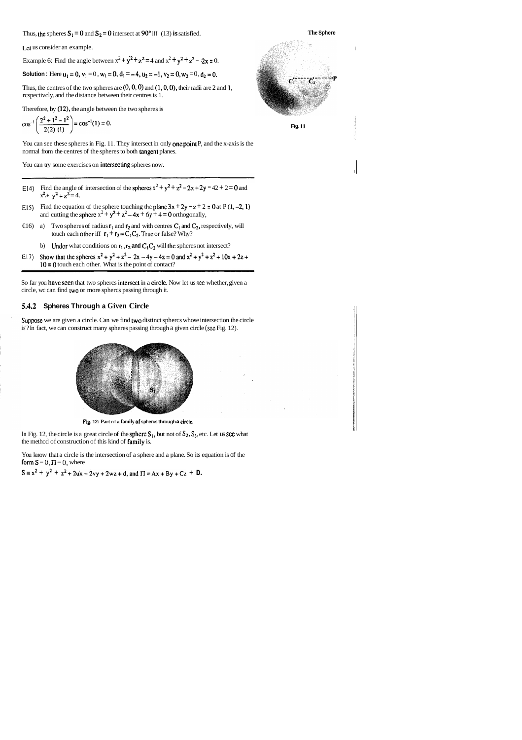Thus, the spheres $S_1 = 0$ and $S_2 = 0$ intersect at $90°$ iff (13) is satisfied.

Let us consider an example.

Example 6: Find the angle between $x^2 + y^2 + z^2 = 4$ and $x^2 + y^2 + z^2 - 2x = 0$.

**Solution**: Here $u_1 = 0, v_1 = 0, w_1 = 0, d_1 = -4, u_2 = -1, v_2 = 0, w_2 = 0, d_2 = 0$.

Thus, the centres of the two spheres are $(0, 0, 0)$ and $(1, 0, 0)$, their radii are 2 and 1, respectively, and the distance between their centres is 1.

Therefore, by (12), the angle between the two spheres is

$$\cos^{-1}\left(\frac{2^2 + 1^2 - 1^2}{2(2)(1)}\right) = \cos^{-1}(1) = 0.$$

You can see these spheres in Fig. 11. They intersect in only one point P, and the x-axis is the normal from the centres of the spheres to both tangent planes.

Fig. 11

You can try some exercises on intersecting spheres now.

---

E14) Find the angle of intersection of the spheres $x^2 + y^2 + z^2 - 2x + 2y - 4z + 2 = 0$ and $x^2 + y^2 + z^2 = 4$.

E15) Find the equation of the sphere touching the plane $3x + 2y - z + 2 = 0$ at P $(1, -2, 1)$ and cutting the sphere $x^2 + y^2 + z^2 - 4x + 6y + 4 = 0$ orthogonally,

E16) a) Two spheres of radius $r_1$ and $r_2$ and with centres $C_1$ and $C_2$, respectively, will touch each other iff $r_1 + r_2 = C_1C_2$. True or false? Why?

b) Under what conditions on $r_1, r_2$ and $C_1C_2$ will the spheres not intersect?

E17) Show that the spheres $x^2 + y^2 + z^2 - 2x - 4y - 4z = 0$ and $x^2 + y^2 + z^2 + 10x + 2z + 10 = 0$ touch each other. What is the point of contact?

---

So far you have seen that two spheres intersect in a circle. Now let us see whether, given a circle, we can find two or more spheres passing through it.

### 5.4.2 Spheres Through a Given Circle

Suppose we are given a circle. Can we find two distinct spheres whose intersection the circle is? In fact, we can construct many spheres passing through a given circle (see Fig. 12).

Fig. 12: Part of a family of spheres through a circle.

In Fig. 12, the circle is a great circle of the sphere $S_1$, but not of $S_2$, $S_3$, etc. Let us see what the method of construction of this kind of family is.

You know that a circle is the intersection of a sphere and a plane. So its equation is of the form $S = 0, \Pi = 0$, where

$S \equiv x^2 + y^2 + z^2 + 2ux + 2vy + 2wz + d$, and $\Pi \equiv Ax + By + Cz + D$.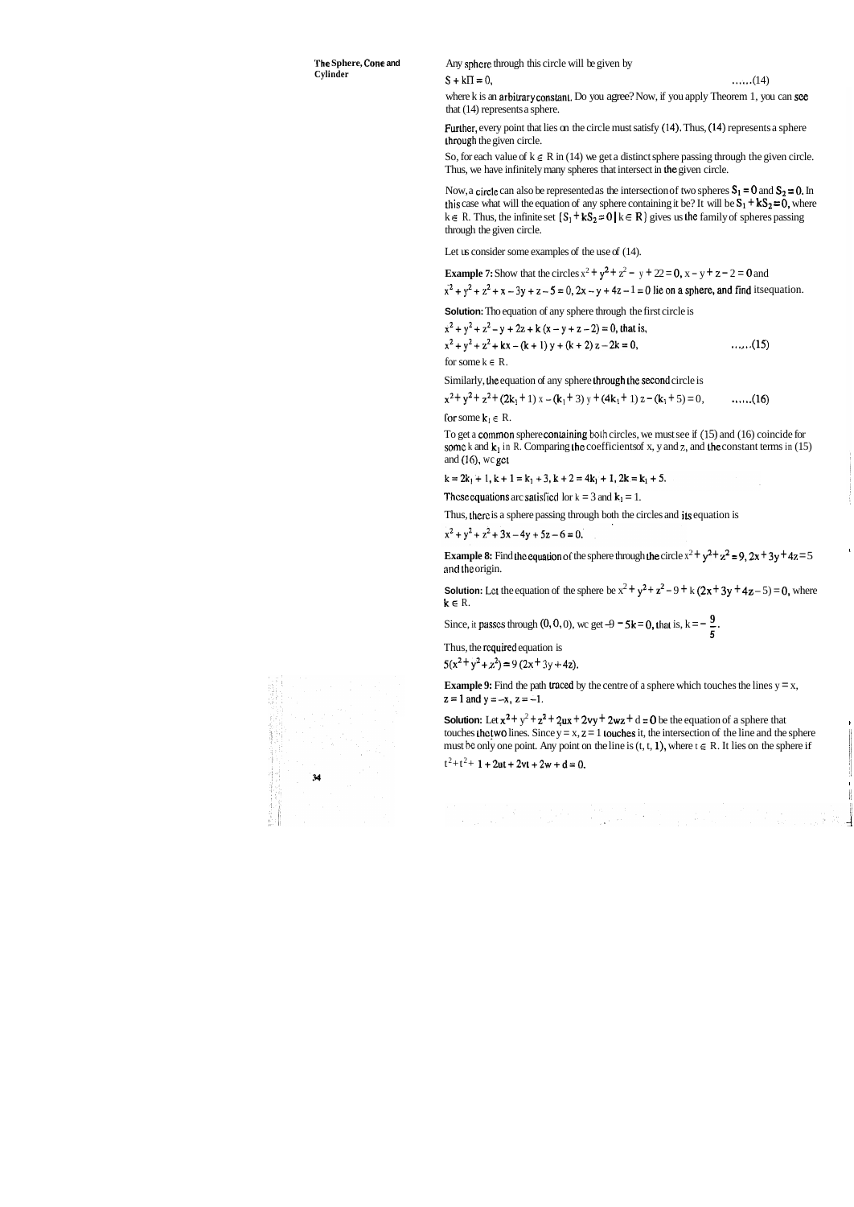Any sphere through this circle will be given by

$$S + k\Pi = 0, \quad \ldots\ldots(14)$$

where k is an arbitrary constant. Do you agree? Now, if you apply Theorem 1, you can see that (14) represents a sphere.

Further, every point that lies on the circle must satisfy (14). Thus, (14) represents a sphere through the given circle.

So, for each value of $k \in R$ in (14) we get a distinct sphere passing through the given circle. Thus, we have infinitely many spheres that intersect in the given circle.

Now, a circle can also be represented as the intersection of two spheres $S_1 = 0$ and $S_2 = 0$. In this case what will the equation of any sphere containing it be? It will be $S_1 + kS_2 = 0$, where $k \in R$. Thus, the infinite set $\{S_1 + kS_2 = 0 \mid k \in R\}$ gives us the family of spheres passing through the given circle.

Let us consider some examples of the use of (14).

**Example 7:** Show that the circles $x^2 + y^2 + z^2 - y + 2z = 0$, $x - y + z - 2 = 0$ and $x^2 + y^2 + z^2 + x - 3y + z - 5 = 0$, $2x - y + 4z - 1 = 0$ lie on a sphere, and find its equation.

**Solution:** The equation of any sphere through the first circle is

$x^2 + y^2 + z^2 - y + 2z + k(x - y + z - 2) = 0$, that is,

$$x^2 + y^2 + z^2 + kx - (k + 1)y + (k + 2)z - 2k = 0, \quad \ldots\ldots(15)$$

for some $k \in R$.

Similarly, the equation of any sphere through the second circle is

$$x^2 + y^2 + z^2 + (2k_1 + 1)x - (k_1 + 3)y + (4k_1 + 1)z - (k_1 + 5) = 0, \quad \ldots\ldots(16)$$

for some $k_1 \in R$.

To get a common sphere containing both circles, we must see if (15) and (16) coincide for some k and $k_1$ in R. Comparing the coefficients of x, y and z, and the constant terms in (15) and (16), we get

$k = 2k_1 + 1$, $k + 1 = k_1 + 3$, $k + 2 = 4k_1 + 1$, $2k = k_1 + 5$.

These equations are satisfied for $k = 3$ and $k_1 = 1$.

Thus, there is a sphere passing through both the circles and its equation is

$$x^2 + y^2 + z^2 + 3x - 4y + 5z - 6 = 0.$$

**Example 8:** Find the equation of the sphere through the circle $x^2 + y^2 + z^2 = 9$, $2x + 3y + 4z = 5$ and the origin.

**Solution:** Let the equation of the sphere be $x^2 + y^2 + z^2 - 9 + k(2x + 3y + 4z - 5) = 0$, where $k \in R$.

Since, it passes through $(0, 0, 0)$, we get $-9 - 5k = 0$, that is, $k = -\dfrac{9}{5}$.

Thus, the required equation is

$$5(x^2 + y^2 + z^2) = 9(2x + 3y + 4z).$$

**Example 9:** Find the path traced by the centre of a sphere which touches the lines $y = x$, $z = 1$ and $y = -x$, $z = -1$.

**Solution:** Let $x^2 + y^2 + z^2 + 2ux + 2vy + 2wz + d = 0$ be the equation of a sphere that touches the two lines. Since $y = x$, $z = 1$ touches it, the intersection of the line and the sphere must be only one point. Any point on the line is $(t, t, 1)$, where $t \in R$. It lies on the sphere if

$$t^2 + t^2 + 1 + 2ut + 2vt + 2w + d = 0.$$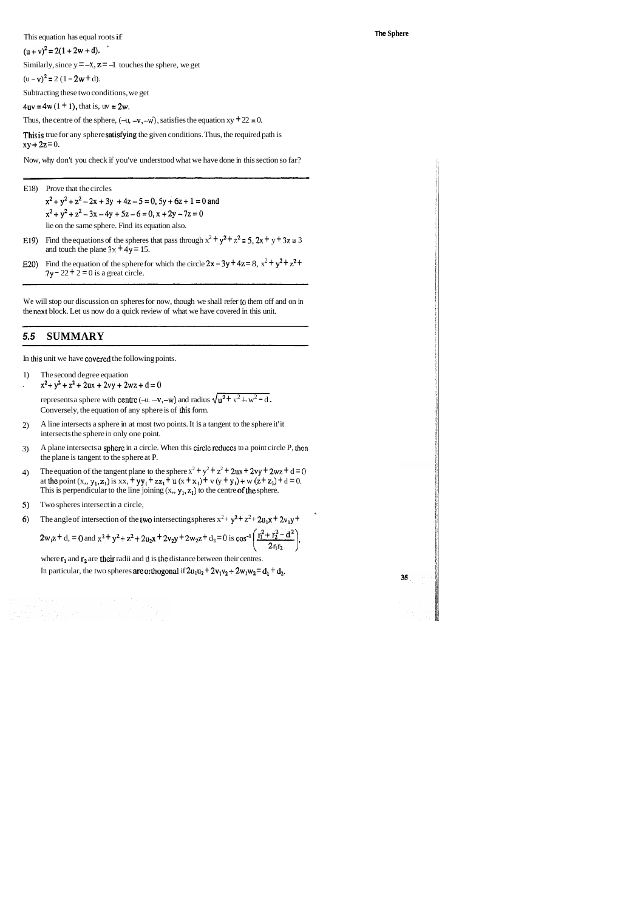This equation has equal roots if

$(u + v)^2 = 2(1 + 2w + d)$.

Similarly, since $y = -x$, $z = -1$ touches the sphere, we get

$(u - v)^2 = 2(1 - 2w + d)$.

Subtracting these two conditions, we get

$4uv = 4w(1 + 1)$, that is, $uv = 2w$.

Thus, the centre of the sphere, $(-u, -v, -w)$, satisfies the equation $xy + 2z = 0$.

This is true for any sphere satisfying the given conditions. Thus, the required path is $xy + 2z = 0$.

Now, why don't you check if you've understood what we have done in this section so far?

---

E18) Prove that the circles

$$x^2 + y^2 + z^2 - 2x + 3y + 4z - 5 = 0, 5y + 6z + 1 = 0 \text{ and}$$

$$x^2 + y^2 + z^2 - 3x - 4y + 5z - 6 = 0, x + 2y - 7z = 0$$

lie on the same sphere. Find its equation also.

E19) Find the equations of the spheres that pass through $x^2 + y^2 + z^2 = 5$, $2x + y + 3z = 3$ and touch the plane $3x + 4y = 15$.

E20) Find the equation of the sphere for which the circle $2x - 3y + 4z = 8$, $x^2 + y^2 + z^2 + 7y - 2z + 2 = 0$ is a great circle.

---

We will stop our discussion on spheres for now, though we shall refer to them off and on in the next block. Let us now do a quick review of what we have covered in this unit.

## 5.5 SUMMARY

In this unit we have covered the following points.

1) The second degree equation

   $$x^2 + y^2 + z^2 + 2ux + 2vy + 2wz + d = 0$$

   represents a sphere with centre $(-u, -v, -w)$ and radius $\sqrt{u^2 + v^2 + w^2 - d}$. Conversely, the equation of any sphere is of this form.

2) A line intersects a sphere in at most two points. It is a tangent to the sphere if it intersects the sphere in only one point.

3) A plane intersects a sphere in a circle. When this circle reduces to a point circle P, then the plane is tangent to the sphere at P.

4) The equation of the tangent plane to the sphere $x^2 + y^2 + z^2 + 2ux + 2vy + 2wz + d = 0$ at the point $(x_1, y_1, z_1)$ is $xx_1 + yy_1 + zz_1 + u(x + x_1) + v(y + y_1) + w(z + z_1) + d = 0$. This is perpendicular to the line joining $(x_1, y_1, z_1)$ to the centre of the sphere.

5) Two spheres intersect in a circle.

6) The angle of intersection of the two intersecting spheres $x^2 + y^2 + z^2 + 2u_1x + 2v_1y + 2w_1z + d_1 = 0$ and $x^2 + y^2 + z^2 + 2u_2x + 2v_2y + 2w_2z + d_2 = 0$ is $\cos^{-1}\left(\frac{r_1^2 + r_2^2 - d^2}{2r_1r_2}\right)$,

   where $r_1$ and $r_2$ are their radii and $d$ is the distance between their centres.

   In particular, the two spheres are orthogonal if $2u_1u_2 + 2v_1v_2 + 2w_1w_2 = d_1 + d_2$.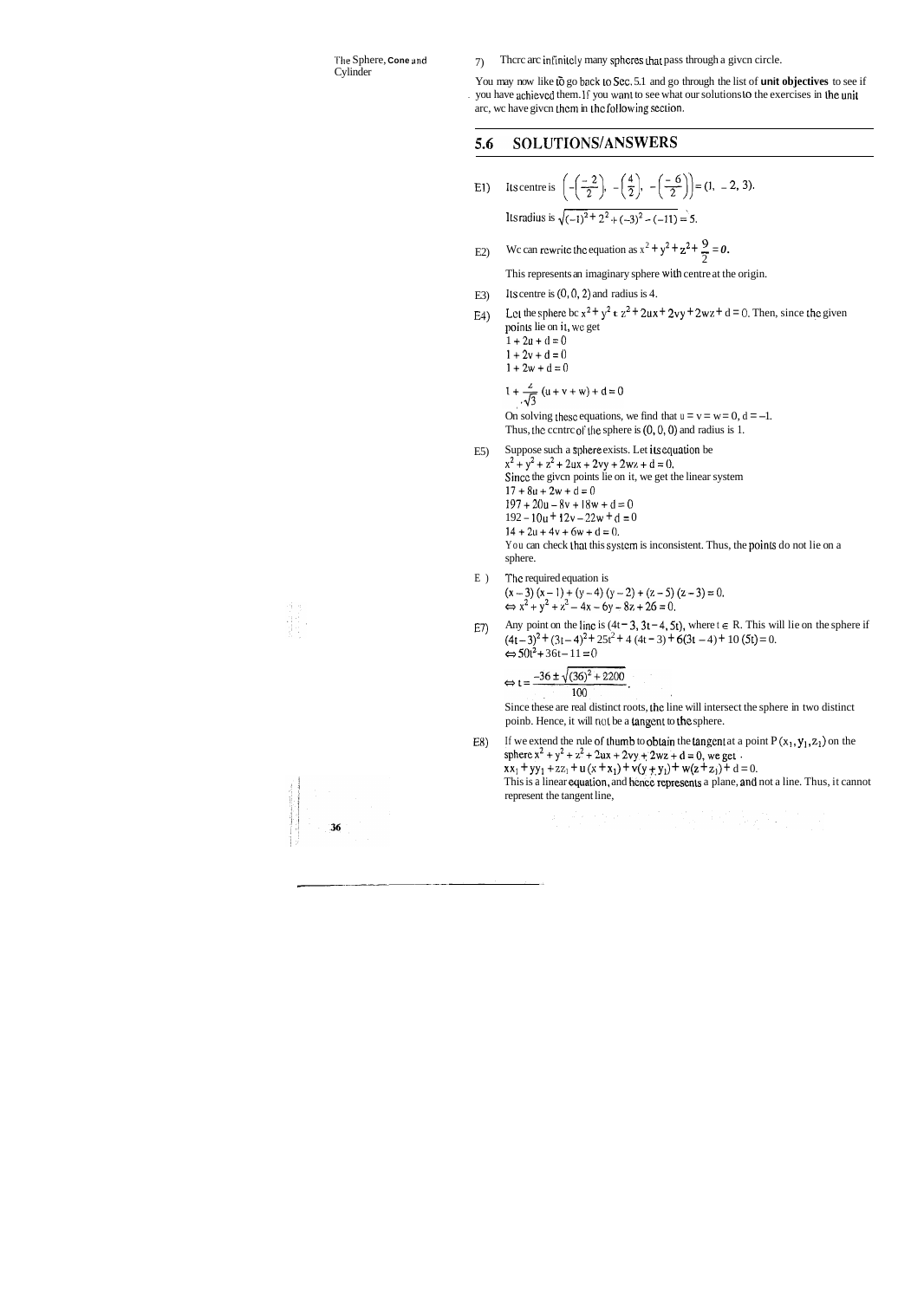7) There are infinitely many spheres that pass through a given circle.

You may now like to go back to Sec. 5.1 and go through the list of **unit objectives** to see if you have achieved them. If you want to see what our solutions to the exercises in the unit are, we have given them in the following section.

## 5.6 SOLUTIONS/ANSWERS

E1) Its centre is $\left(-\left(\frac{-2}{2}\right), -\left(\frac{4}{2}\right), -\left(\frac{-6}{2}\right)\right) = (1, -2, 3)$.

Its radius is $\sqrt{(-1)^2 + 2^2 + (-3)^2 - (-11)} = 5$.

E2) We can rewrite the equation as $x^2 + y^2 + z^2 + \frac{9}{2} = 0$.

This represents an imaginary sphere with centre at the origin.

E3) Its centre is $(0, 0, 2)$ and radius is 4.

E4) Let the sphere be $x^2 + y^2 + z^2 + 2ux + 2vy + 2wz + d = 0$. Then, since the given points lie on it, we get

$1 + 2u + d = 0$
$1 + 2v + d = 0$
$1 + 2w + d = 0$

$$1 + \frac{2}{\sqrt{3}}(u + v + w) + d = 0$$

On solving these equations, we find that $u = v = w = 0$, $d = -1$.
Thus, the centre of the sphere is $(0, 0, 0)$ and radius is 1.

E5) Suppose such a sphere exists. Let its equation be
$x^2 + y^2 + z^2 + 2ux + 2vy + 2wz + d = 0$.
Since the given points lie on it, we get the linear system
$17 + 8u + 2w + d = 0$
$197 + 20u - 8v + 18w + d = 0$
$192 - 10u + 12v - 22w + d = 0$
$14 + 2u + 4v + 6w + d = 0$.
You can check that this system is inconsistent. Thus, the points do not lie on a sphere.

E6) The required equation is
$(x - 3)(x - 1) + (y - 4)(y - 2) + (z - 5)(z - 3) = 0$,
$\Leftrightarrow x^2 + y^2 + z^2 - 4x - 6y - 8z + 26 = 0$.

E7) Any point on the line is $(4t - 3, 3t - 4, 5t)$, where $t \in \mathbb{R}$. This will lie on the sphere if
$(4t - 3)^2 + (3t - 4)^2 + 25t^2 + 4(4t - 3) + 6(3t - 4) + 10(5t) = 0$.
$\Leftrightarrow 50t^2 + 36t - 11 = 0$

$$\Leftrightarrow t = \frac{-36 \pm \sqrt{(36)^2 + 2200}}{100}.$$

Since these are real distinct roots, the line will intersect the sphere in two distinct points. Hence, it will not be a tangent to the sphere.

E8) If we extend the rule of thumb to obtain the tangent at a point $P(x_1, y_1, z_1)$ on the sphere $x^2 + y^2 + z^2 + 2ux + 2vy + 2wz + d = 0$, we get
$xx_1 + yy_1 + zz_1 + u(x + x_1) + v(y + y_1) + w(z + z_1) + d = 0$.
This is a linear equation, and hence represents a plane, and not a line. Thus, it cannot represent the tangent line,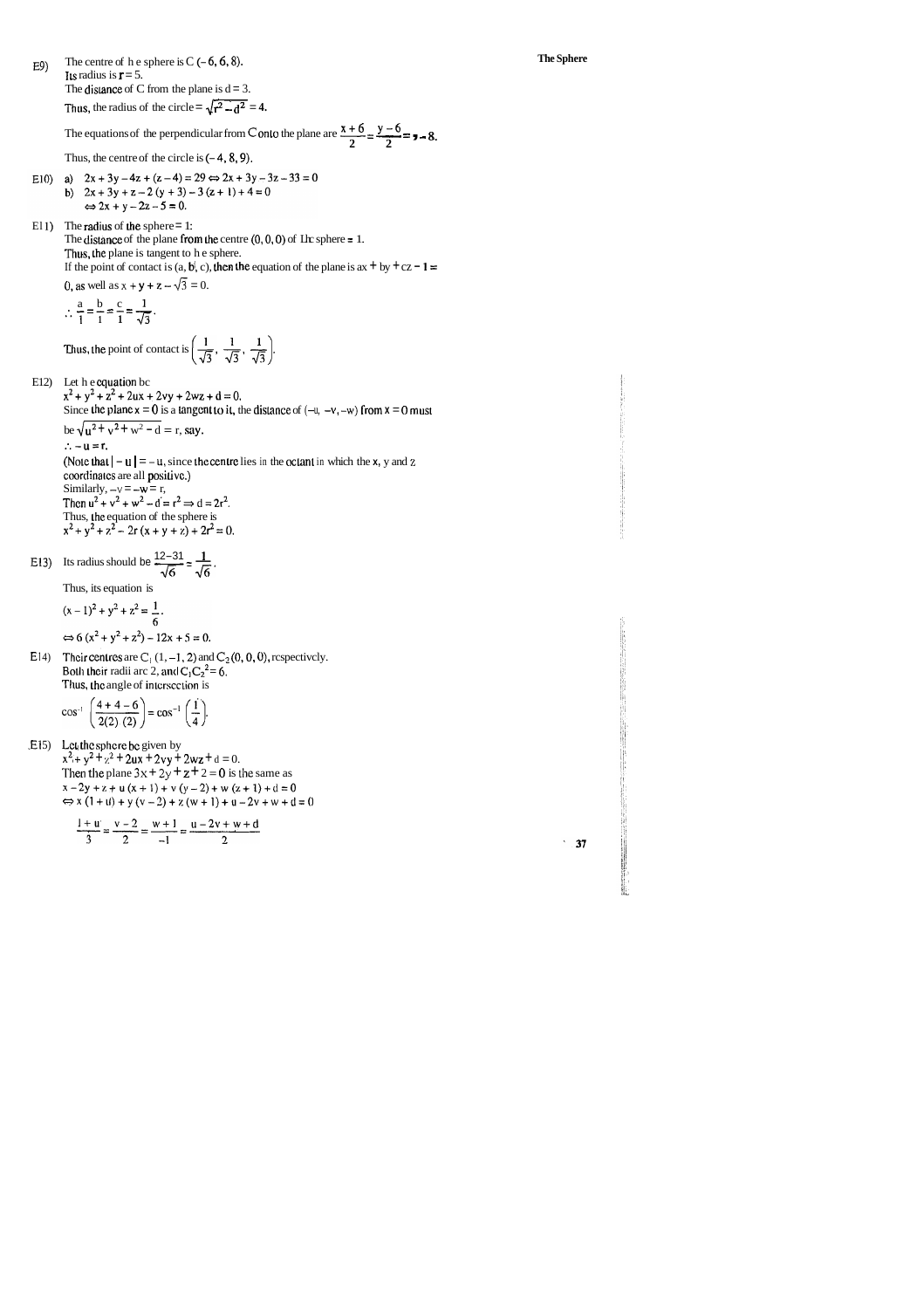E9) The centre of the sphere is C (– 6, 6, 8).
Its radius is r = 5.
The distance of C from the plane is d = 3.
Thus, the radius of the circle $= \sqrt{r^2 - d^2} = 4$.

The equations of the perpendicular from C onto the plane are $\frac{x+6}{2} = \frac{y-6}{2} = z - 8$.

Thus, the centre of the circle is (– 4, 8, 9).

E10) a) $2x + 3y - 4z + (z - 4) = 29 \Leftrightarrow 2x + 3y - 3z - 33 = 0$

b) $2x + 3y + z - 2(y + 3) - 3(z + 1) + 4 = 0$
$\Leftrightarrow 2x + y - 2z - 5 = 0$.

E11) The radius of the sphere = 1.
The distance of the plane from the centre (0, 0, 0) of the sphere = 1.
Thus, the plane is tangent to the sphere.
If the point of contact is (a, b, c), then the equation of the plane is $ax + by + cz - 1 = 0$, as well as $x + y + z - \sqrt{3} = 0$.

$\therefore \frac{a}{1} = \frac{b}{1} = \frac{c}{1} = \frac{1}{\sqrt{3}}$.

Thus, the point of contact is $\left(\frac{1}{\sqrt{3}}, \frac{1}{\sqrt{3}}, \frac{1}{\sqrt{3}}\right)$.

E12) Let the equation be
$x^2 + y^2 + z^2 + 2ux + 2vy + 2wz + d = 0$.
Since the plane x = 0 is a tangent to it, the distance of (–u, –v, –w) from x = 0 must be $\sqrt{u^2 + v^2 + w^2 - d} = r$, say.
$\therefore -u = r$.
(Note that $|-u| = -u$, since the centre lies in the octant in which the x, y and z coordinates are all positive.)
Similarly, $-v = -w = r$,
Then $u^2 + v^2 + w^2 - d = r^2 \Rightarrow d = 2r^2$.
Thus, the equation of the sphere is
$x^2 + y^2 + z^2 - 2r(x + y + z) + 2r^2 = 0$.

E13) Its radius should be $\frac{|2-3|}{\sqrt{6}} = \frac{1}{\sqrt{6}}$.

Thus, its equation is

$(x - 1)^2 + y^2 + z^2 = \frac{1}{6}$.

$\Leftrightarrow 6(x^2 + y^2 + z^2) - 12x + 5 = 0$.

E14) Their centres are $C_1$ (1, –1, 2) and $C_2$ (0, 0, 0), respectively.
Both their radii are 2, and $C_1C_2^{\,2} = 6$.
Thus, the angle of intersection is

$\cos^{-1}\left(\frac{4+4-6}{2(2)(2)}\right) = \cos^{-1}\left(\frac{1}{4}\right)$.

E15) Let the sphere be given by
$x^2 + y^2 + z^2 + 2ux + 2vy + 2wz + d = 0$.
Then the plane $3x + 2y + z + 2 = 0$ is the same as
$x - 2y + z + u(x + 1) + v(y - 2) + w(z + 1) + d = 0$
$\Leftrightarrow x(1 + u) + y(v - 2) + z(w + 1) + u - 2v + w + d = 0$

$$\frac{1+u}{3} = \frac{v-2}{2} = \frac{w+1}{-1} = \frac{u-2v+w+d}{2}$$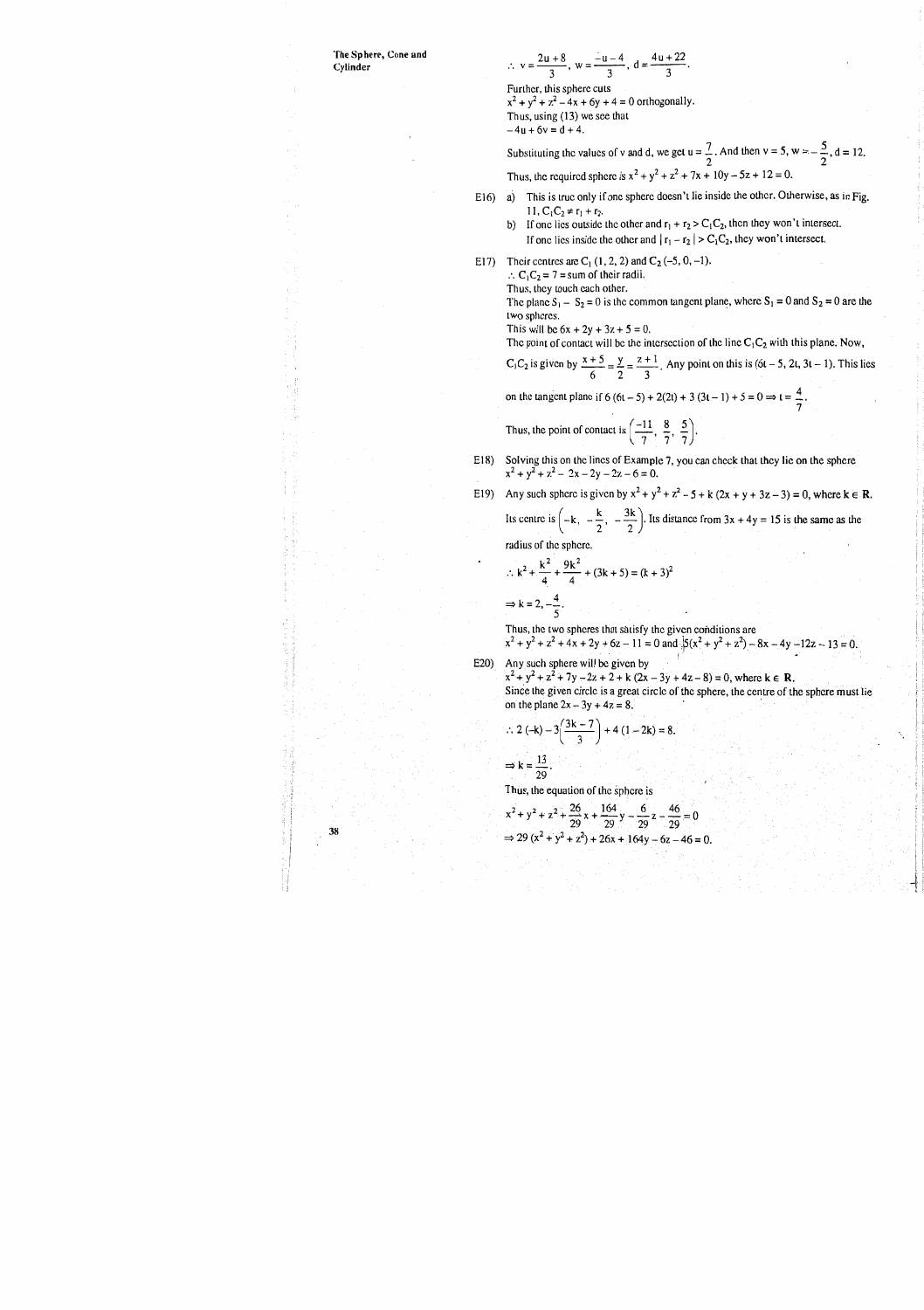$\therefore\ v = \frac{2u+8}{3},\ w = \frac{-u-4}{3},\ d = \frac{4u+22}{3}.$

Further, this sphere cuts

$x^2 + y^2 + z^2 - 4x + 6y + 4 = 0$ orthogonally.

Thus, using (13) we see that

$-4u + 6v = d + 4.$

Substituting the values of v and d, we get $u = \frac{7}{2}$. And then $v = 5$, $w = -\frac{5}{2}$, $d = 12$.

Thus, the required sphere is $x^2 + y^2 + z^2 + 7x + 10y - 5z + 12 = 0$.

E16) a) This is true only if one sphere doesn't lie inside the other. Otherwise, as in Fig. 11, $C_1C_2 \neq r_1 + r_2$.

b) If one lies outside the other and $r_1 + r_2 > C_1C_2$, then they won't intersect.

If one lies inside the other and $| r_1 - r_2 | > C_1C_2$, they won't intersect.

E17) Their centres are $C_1$ (1, 2, 2) and $C_2$ (–5, 0, –1).

$\therefore\ C_1C_2 = 7$ = sum of their radii.

Thus, they touch each other.

The plane $S_1 - S_2 = 0$ is the common tangent plane, where $S_1 = 0$ and $S_2 = 0$ are the two spheres.

This will be $6x + 2y + 3z + 5 = 0$.

The point of contact will be the intersection of the line $C_1C_2$ with this plane. Now,

$C_1C_2$ is given by $\frac{x+5}{6} = \frac{y}{2} = \frac{z+1}{3}$. Any point on this is $(6t - 5, 2t, 3t - 1)$. This lies

on the tangent plane if $6(6t - 5) + 2(2t) + 3(3t - 1) + 5 = 0 \Rightarrow t = \frac{4}{7}$.

Thus, the point of contact is $\left(\frac{-11}{7}, \frac{8}{7}, \frac{5}{7}\right)$.

E18) Solving this on the lines of Example 7, you can check that they lie on the sphere $x^2 + y^2 + z^2 - 2x - 2y - 2z - 6 = 0$.

E19) Any such sphere is given by $x^2 + y^2 + z^2 - 5 + k(2x + y + 3z - 3) = 0$, where $k \in \mathbf{R}$.

Its centre is $\left(-k, -\frac{k}{2}, -\frac{3k}{2}\right)$. Its distance from $3x + 4y = 15$ is the same as the radius of the sphere.

$$\therefore\ k^2 + \frac{k^2}{4} + \frac{9k^2}{4} + (3k + 5) = (k + 3)^2$$

$$\Rightarrow k = 2, -\frac{4}{5}.$$

Thus, the two spheres that satisfy the given conditions are

$x^2 + y^2 + z^2 + 4x + 2y + 6z - 11 = 0$ and $5(x^2 + y^2 + z^2) - 8x - 4y - 12z - 13 = 0$.

E20) Any such sphere will be given by

$x^2 + y^2 + z^2 + 7y - 2z + 2 + k(2x - 3y + 4z - 8) = 0$, where $k \in \mathbf{R}$.

Since the given circle is a great circle of the sphere, the centre of the sphere must lie on the plane $2x - 3y + 4z = 8$.

$$\therefore\ 2(-k) - 3\left(\frac{3k - 7}{3}\right) + 4(1 - 2k) = 8.$$

$$\Rightarrow k = \frac{13}{29}.$$

Thus, the equation of the sphere is

$$x^2 + y^2 + z^2 + \frac{26}{29}x + \frac{164}{29}y - \frac{6}{29}z - \frac{46}{29} = 0$$

$$\Rightarrow 29(x^2 + y^2 + z^2) + 26x + 164y - 6z - 46 = 0.$$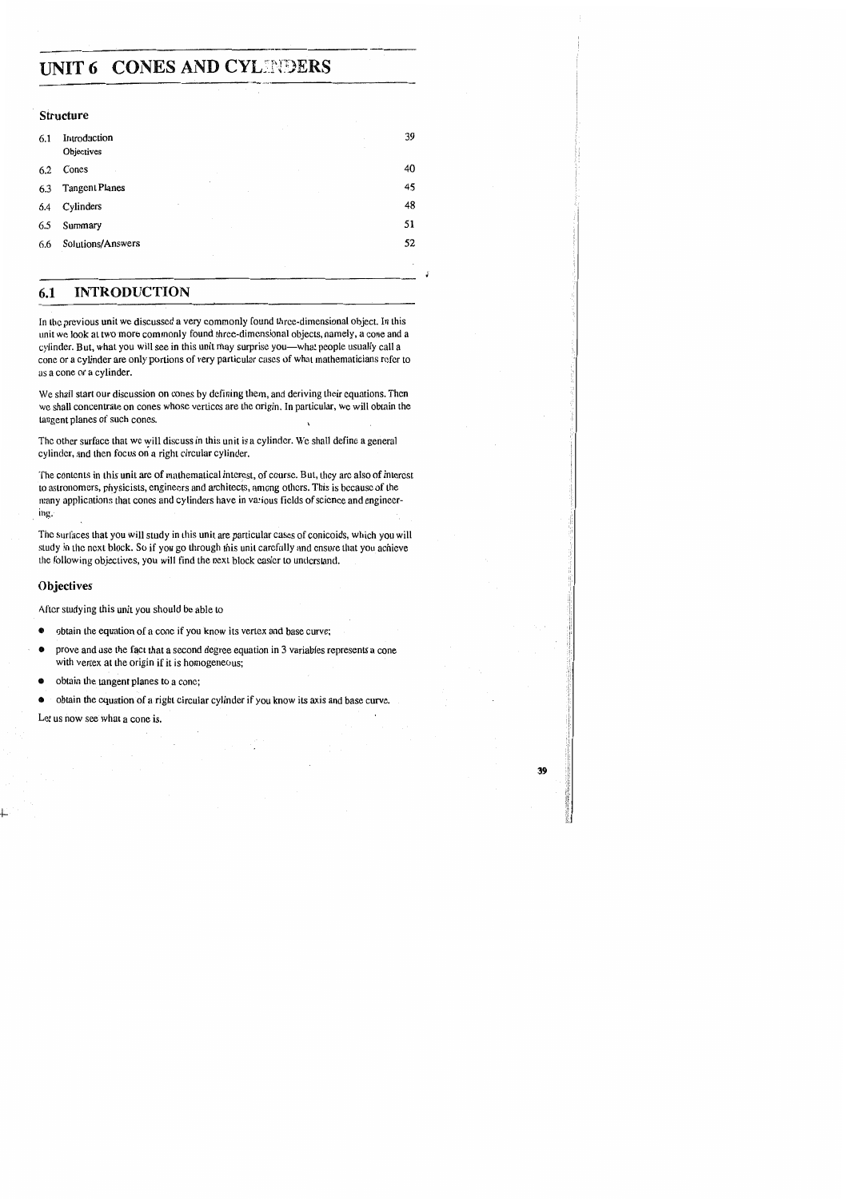# UNIT 6 CONES AND CYLINDERS

## Structure

| | | |
|---|---|---|
| 6.1 | Introduction<br>Objectives | 39 |
| 6.2 | Cones | 40 |
| 6.3 | Tangent Planes | 45 |
| 6.4 | Cylinders | 48 |
| 6.5 | Summary | 51 |
| 6.6 | Solutions/Answers | 52 |

## 6.1 INTRODUCTION

In the previous unit we discussed a very commonly found three-dimensional object. In this unit we look at two more commonly found three-dimensional objects, namely, a cone and a cylinder. But, what you will see in this unit may surprise you—what people usually call a cone or a cylinder are only portions of very particular cases of what mathematicians refer to as a cone or a cylinder.

We shall start our discussion on cones by defining them, and deriving their equations. Then we shall concentrate on cones whose vertices are the origin. In particular, we will obtain the tangent planes of such cones.

The other surface that we will discuss in this unit is a cylinder. We shall define a general cylinder, and then focus on a right circular cylinder.

The contents in this unit are of mathematical interest, of course. But, they are also of interest to astronomers, physicists, engineers and architects, among others. This is because of the many applications that cones and cylinders have in various fields of science and engineering.

The surfaces that you will study in this unit are particular cases of conicoids, which you will study in the next block. So if you go through this unit carefully and ensure that you achieve the following objectives, you will find the next block easier to understand.

### Objectives

After studying this unit you should be able to

- obtain the equation of a cone if you know its vertex and base curve;
- prove and use the fact that a second degree equation in 3 variables represents a cone with vertex at the origin if it is homogeneous;
- obtain the tangent planes to a cone;
- obtain the equation of a right circular cylinder if you know its axis and base curve.

Let us now see what a cone is.